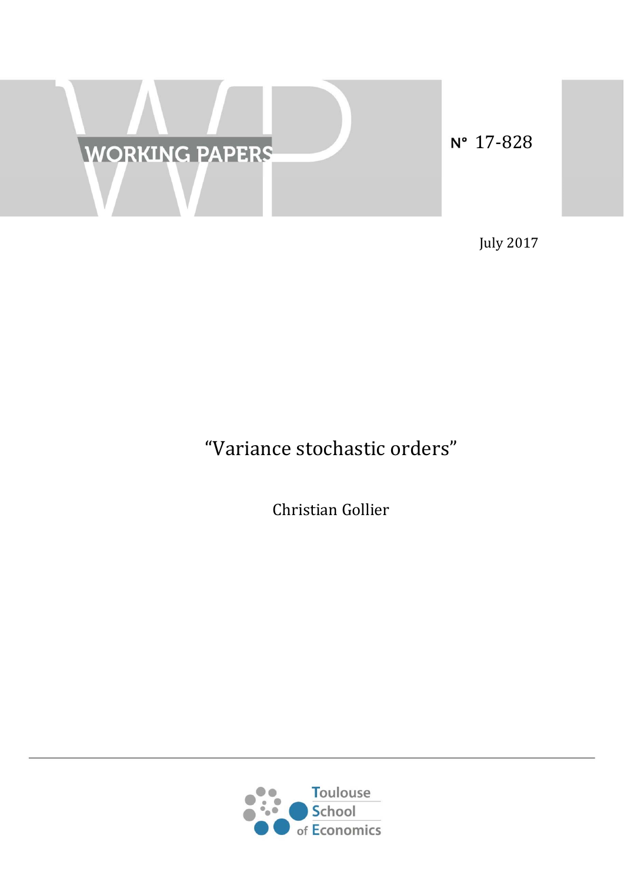WORKING PAPERS

N° 17-828

July 2017

# "Variance stochastic orders"

Christian Gollier

Toulouse School of Economics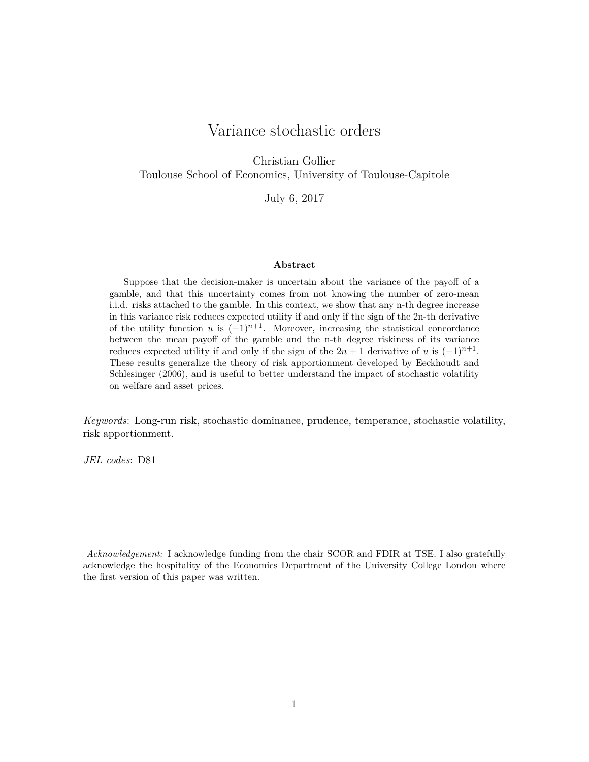# Variance stochastic orders

Christian Gollier
Toulouse School of Economics, University of Toulouse-Capitole

July 6, 2017

**Abstract**

Suppose that the decision-maker is uncertain about the variance of the payoff of a gamble, and that this uncertainty comes from not knowing the number of zero-mean i.i.d. risks attached to the gamble. In this context, we show that any n-th degree increase in this variance risk reduces expected utility if and only if the sign of the 2n-th derivative of the utility function $u$ is $(-1)^{n+1}$. Moreover, increasing the statistical concordance between the mean payoff of the gamble and the n-th degree riskiness of its variance reduces expected utility if and only if the sign of the $2n+1$ derivative of $u$ is $(-1)^{n+1}$. These results generalize the theory of risk apportionment developed by Eeckhoudt and Schlesinger (2006), and is useful to better understand the impact of stochastic volatility on welfare and asset prices.

*Keywords*: Long-run risk, stochastic dominance, prudence, temperance, stochastic volatility, risk apportionment.

*JEL codes*: D81

*Acknowledgement:* I acknowledge funding from the chair SCOR and FDIR at TSE. I also gratefully acknowledge the hospitality of the Economics Department of the University College London where the first version of this paper was written.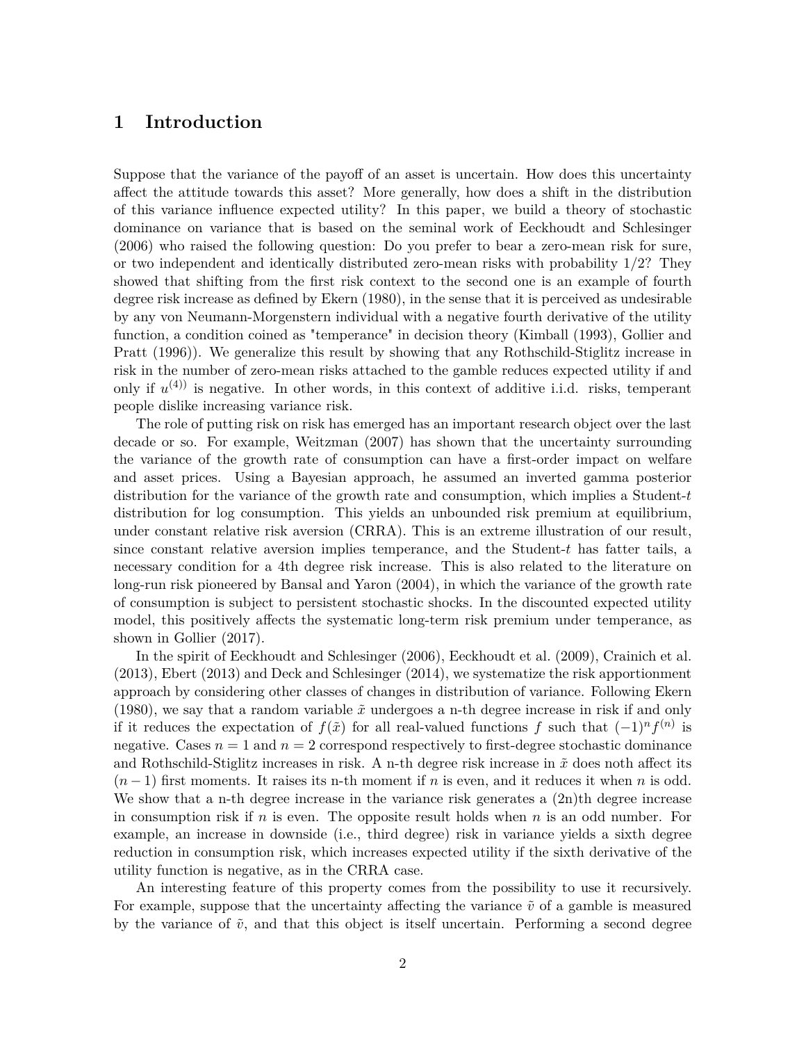# 1 Introduction

Suppose that the variance of the payoff of an asset is uncertain. How does this uncertainty affect the attitude towards this asset? More generally, how does a shift in the distribution of this variance influence expected utility? In this paper, we build a theory of stochastic dominance on variance that is based on the seminal work of Eeckhoudt and Schlesinger (2006) who raised the following question: Do you prefer to bear a zero-mean risk for sure, or two independent and identically distributed zero-mean risks with probability 1/2? They showed that shifting from the first risk context to the second one is an example of fourth degree risk increase as defined by Ekern (1980), in the sense that it is perceived as undesirable by any von Neumann-Morgenstern individual with a negative fourth derivative of the utility function, a condition coined as "temperance" in decision theory (Kimball (1993), Gollier and Pratt (1996)). We generalize this result by showing that any Rothschild-Stiglitz increase in risk in the number of zero-mean risks attached to the gamble reduces expected utility if and only if $u^{(4))}$ is negative. In other words, in this context of additive i.i.d. risks, temperant people dislike increasing variance risk.

The role of putting risk on risk has emerged has an important research object over the last decade or so. For example, Weitzman (2007) has shown that the uncertainty surrounding the variance of the growth rate of consumption can have a first-order impact on welfare and asset prices. Using a Bayesian approach, he assumed an inverted gamma posterior distribution for the variance of the growth rate and consumption, which implies a Student-*t* distribution for log consumption. This yields an unbounded risk premium at equilibrium, under constant relative risk aversion (CRRA). This is an extreme illustration of our result, since constant relative aversion implies temperance, and the Student-*t* has fatter tails, a necessary condition for a 4th degree risk increase. This is also related to the literature on long-run risk pioneered by Bansal and Yaron (2004), in which the variance of the growth rate of consumption is subject to persistent stochastic shocks. In the discounted expected utility model, this positively affects the systematic long-term risk premium under temperance, as shown in Gollier (2017).

In the spirit of Eeckhoudt and Schlesinger (2006), Eeckhoudt et al. (2009), Crainich et al. (2013), Ebert (2013) and Deck and Schlesinger (2014), we systematize the risk apportionment approach by considering other classes of changes in distribution of variance. Following Ekern (1980), we say that a random variable $\tilde{x}$ undergoes a n-th degree increase in risk if and only if it reduces the expectation of $f(\tilde{x})$ for all real-valued functions $f$ such that $(-1)^n f^{(n)}$ is negative. Cases $n = 1$ and $n = 2$ correspond respectively to first-degree stochastic dominance and Rothschild-Stiglitz increases in risk. A n-th degree risk increase in $\tilde{x}$ does noth affect its $(n-1)$ first moments. It raises its n-th moment if $n$ is even, and it reduces it when $n$ is odd. We show that a n-th degree increase in the variance risk generates a (2n)th degree increase in consumption risk if $n$ is even. The opposite result holds when $n$ is an odd number. For example, an increase in downside (i.e., third degree) risk in variance yields a sixth degree reduction in consumption risk, which increases expected utility if the sixth derivative of the utility function is negative, as in the CRRA case.

An interesting feature of this property comes from the possibility to use it recursively. For example, suppose that the uncertainty affecting the variance $\tilde{v}$ of a gamble is measured by the variance of $\tilde{v}$, and that this object is itself uncertain. Performing a second degree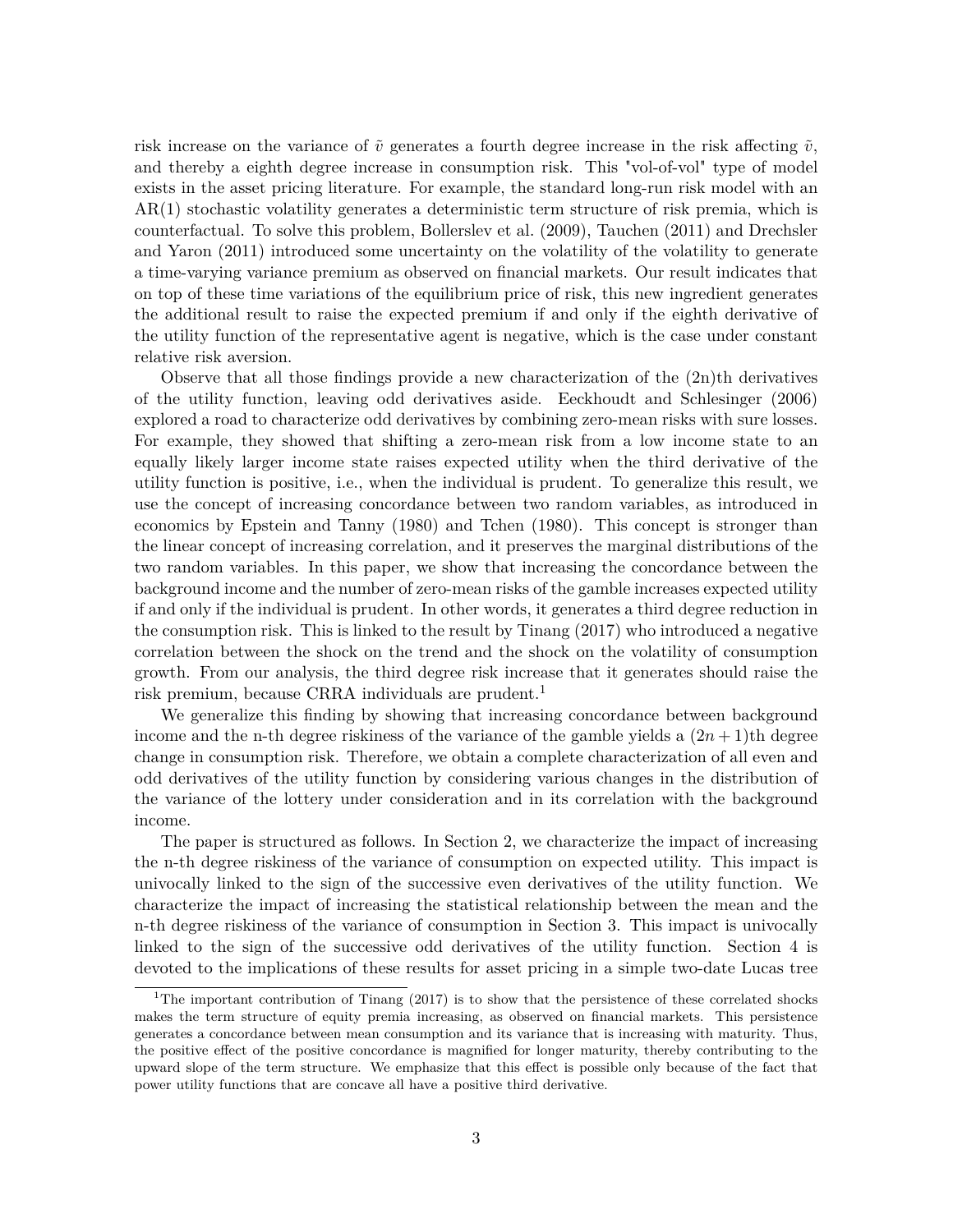risk increase on the variance of $\tilde{v}$ generates a fourth degree increase in the risk affecting $\tilde{v}$, and thereby a eighth degree increase in consumption risk. This "vol-of-vol" type of model exists in the asset pricing literature. For example, the standard long-run risk model with an AR(1) stochastic volatility generates a deterministic term structure of risk premia, which is counterfactual. To solve this problem, Bollerslev et al. (2009), Tauchen (2011) and Drechsler and Yaron (2011) introduced some uncertainty on the volatility of the volatility to generate a time-varying variance premium as observed on financial markets. Our result indicates that on top of these time variations of the equilibrium price of risk, this new ingredient generates the additional result to raise the expected premium if and only if the eighth derivative of the utility function of the representative agent is negative, which is the case under constant relative risk aversion.

Observe that all those findings provide a new characterization of the (2n)th derivatives of the utility function, leaving odd derivatives aside. Eeckhoudt and Schlesinger (2006) explored a road to characterize odd derivatives by combining zero-mean risks with sure losses. For example, they showed that shifting a zero-mean risk from a low income state to an equally likely larger income state raises expected utility when the third derivative of the utility function is positive, i.e., when the individual is prudent. To generalize this result, we use the concept of increasing concordance between two random variables, as introduced in economics by Epstein and Tanny (1980) and Tchen (1980). This concept is stronger than the linear concept of increasing correlation, and it preserves the marginal distributions of the two random variables. In this paper, we show that increasing the concordance between the background income and the number of zero-mean risks of the gamble increases expected utility if and only if the individual is prudent. In other words, it generates a third degree reduction in the consumption risk. This is linked to the result by Tinang (2017) who introduced a negative correlation between the shock on the trend and the shock on the volatility of consumption growth. From our analysis, the third degree risk increase that it generates should raise the risk premium, because CRRA individuals are prudent.[1]

We generalize this finding by showing that increasing concordance between background income and the n-th degree riskiness of the variance of the gamble yields a $(2n+1)$th degree change in consumption risk. Therefore, we obtain a complete characterization of all even and odd derivatives of the utility function by considering various changes in the distribution of the variance of the lottery under consideration and in its correlation with the background income.

The paper is structured as follows. In Section 2, we characterize the impact of increasing the n-th degree riskiness of the variance of consumption on expected utility. This impact is univocally linked to the sign of the successive even derivatives of the utility function. We characterize the impact of increasing the statistical relationship between the mean and the n-th degree riskiness of the variance of consumption in Section 3. This impact is univocally linked to the sign of the successive odd derivatives of the utility function. Section 4 is devoted to the implications of these results for asset pricing in a simple two-date Lucas tree

[1] The important contribution of Tinang (2017) is to show that the persistence of these correlated shocks makes the term structure of equity premia increasing, as observed on financial markets. This persistence generates a concordance between mean consumption and its variance that is increasing with maturity. Thus, the positive effect of the positive concordance is magnified for longer maturity, thereby contributing to the upward slope of the term structure. We emphasize that this effect is possible only because of the fact that power utility functions that are concave all have a positive third derivative.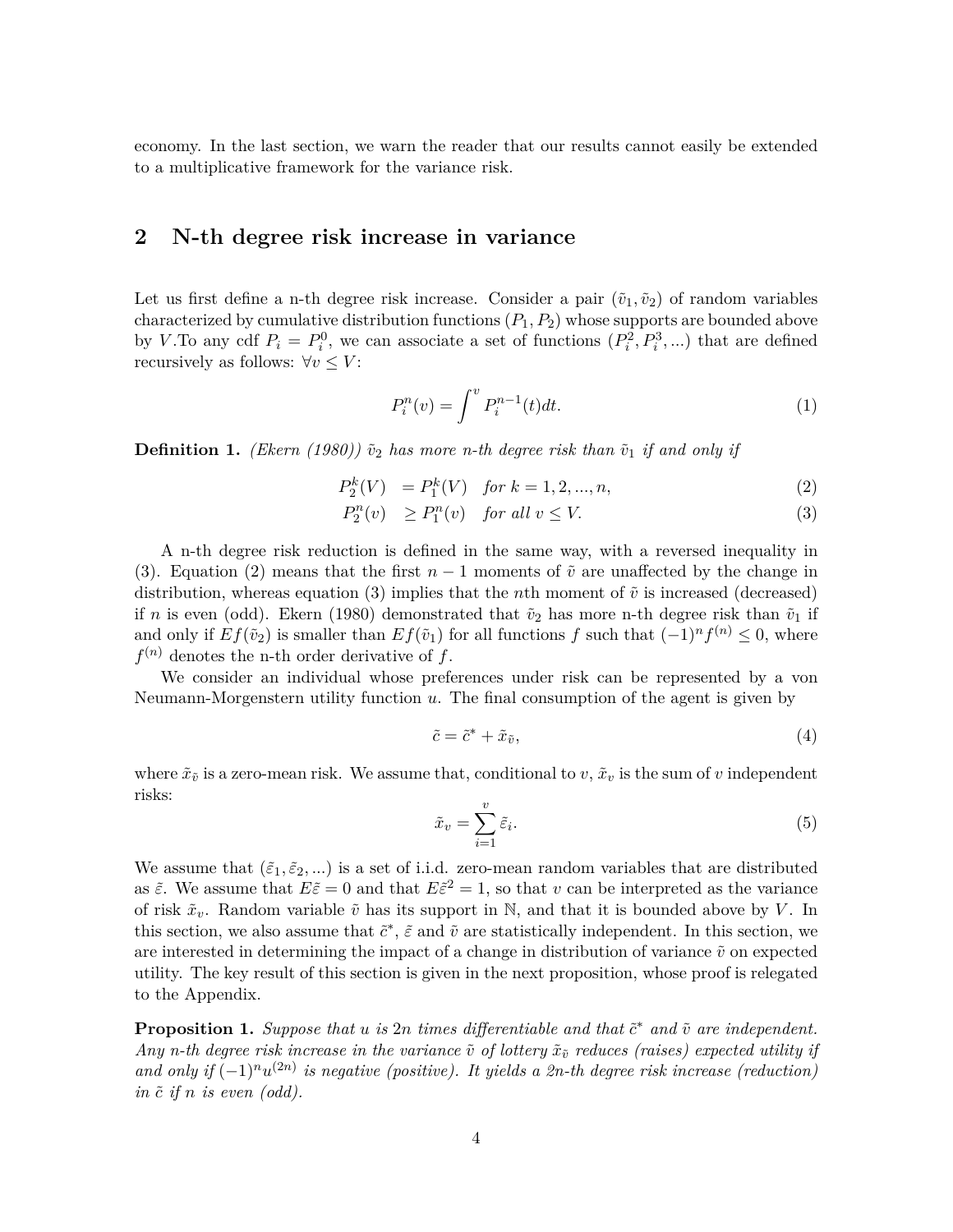economy. In the last section, we warn the reader that our results cannot easily be extended to a multiplicative framework for the variance risk.

## 2 N-th degree risk increase in variance

Let us first define a n-th degree risk increase. Consider a pair $(\tilde{v}_1, \tilde{v}_2)$ of random variables characterized by cumulative distribution functions $(P_1, P_2)$ whose supports are bounded above by $V$.To any cdf $P_i = P_i^0$, we can associate a set of functions $(P_i^2, P_i^3, ...)$ that are defined recursively as follows: $\forall v \leq V$:

$$P_i^n(v) = \int^v P_i^{n-1}(t)dt. \tag{1}$$

**Definition 1.** *(Ekern (1980)) $\tilde{v}_2$ has more n-th degree risk than $\tilde{v}_1$ if and only if*

$$P_2^k(V) = P_1^k(V) \quad \text{for } k = 1, 2, ..., n, \tag{2}$$

$$P_2^n(v) \geq P_1^n(v) \quad \text{for all } v \leq V. \tag{3}$$

A n-th degree risk reduction is defined in the same way, with a reversed inequality in (3). Equation (2) means that the first $n-1$ moments of $\tilde{v}$ are unaffected by the change in distribution, whereas equation (3) implies that the $n$th moment of $\tilde{v}$ is increased (decreased) if $n$ is even (odd). Ekern (1980) demonstrated that $\tilde{v}_2$ has more n-th degree risk than $\tilde{v}_1$ if and only if $Ef(\tilde{v}_2)$ is smaller than $Ef(\tilde{v}_1)$ for all functions $f$ such that $(-1)^n f^{(n)} \leq 0$, where $f^{(n)}$ denotes the n-th order derivative of $f$.

We consider an individual whose preferences under risk can be represented by a von Neumann-Morgenstern utility function $u$. The final consumption of the agent is given by

$$\tilde{c} = \tilde{c}^* + \tilde{x}_{\tilde{v}}, \tag{4}$$

where $\tilde{x}_{\tilde{v}}$ is a zero-mean risk. We assume that, conditional to $v$, $\tilde{x}_v$ is the sum of $v$ independent risks:

$$\tilde{x}_v = \sum_{i=1}^{v} \tilde{\varepsilon}_i. \tag{5}$$

We assume that $(\tilde{\varepsilon}_1, \tilde{\varepsilon}_2, ...)$ is a set of i.i.d. zero-mean random variables that are distributed as $\tilde{\varepsilon}$. We assume that $E\tilde{\varepsilon} = 0$ and that $E\tilde{\varepsilon}^2 = 1$, so that $v$ can be interpreted as the variance of risk $\tilde{x}_v$. Random variable $\tilde{v}$ has its support in $\mathbb{N}$, and that it is bounded above by $V$. In this section, we also assume that $\tilde{c}^*$, $\tilde{\varepsilon}$ and $\tilde{v}$ are statistically independent. In this section, we are interested in determining the impact of a change in distribution of variance $\tilde{v}$ on expected utility. The key result of this section is given in the next proposition, whose proof is relegated to the Appendix.

**Proposition 1.** *Suppose that $u$ is $2n$ times differentiable and that $\tilde{c}^*$ and $\tilde{v}$ are independent. Any n-th degree risk increase in the variance $\tilde{v}$ of lottery $\tilde{x}_{\tilde{v}}$ reduces (raises) expected utility if and only if $(-1)^n u^{(2n)}$ is negative (positive). It yields a 2n-th degree risk increase (reduction) in $\tilde{c}$ if $n$ is even (odd).*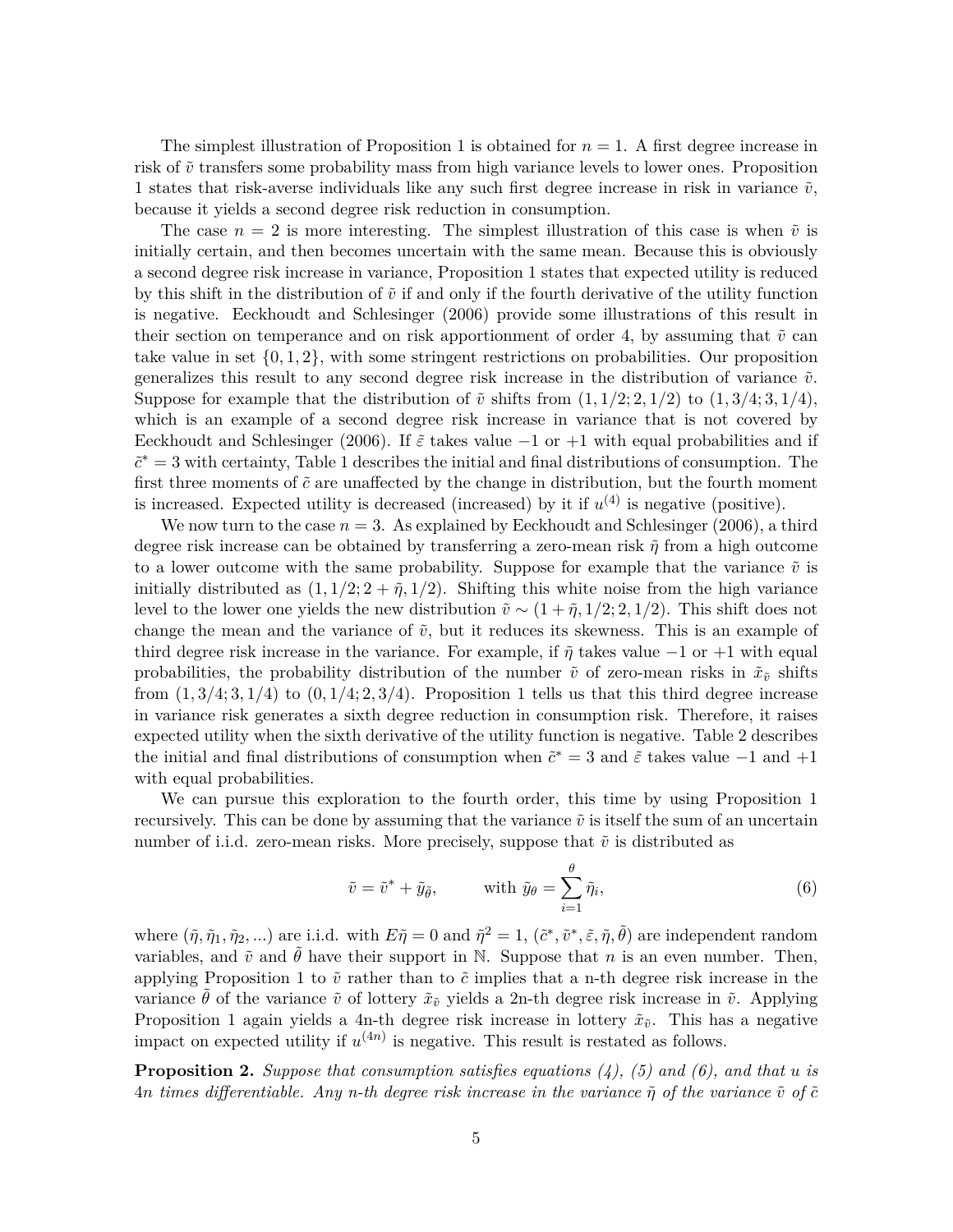The simplest illustration of Proposition 1 is obtained for $n = 1$. A first degree increase in risk of $\tilde{v}$ transfers some probability mass from high variance levels to lower ones. Proposition 1 states that risk-averse individuals like any such first degree increase in risk in variance $\tilde{v}$, because it yields a second degree risk reduction in consumption.

The case $n = 2$ is more interesting. The simplest illustration of this case is when $\tilde{v}$ is initially certain, and then becomes uncertain with the same mean. Because this is obviously a second degree risk increase in variance, Proposition 1 states that expected utility is reduced by this shift in the distribution of $\tilde{v}$ if and only if the fourth derivative of the utility function is negative. Eeckhoudt and Schlesinger (2006) provide some illustrations of this result in their section on temperance and on risk apportionment of order 4, by assuming that $\tilde{v}$ can take value in set $\{0, 1, 2\}$, with some stringent restrictions on probabilities. Our proposition generalizes this result to any second degree risk increase in the distribution of variance $\tilde{v}$. Suppose for example that the distribution of $\tilde{v}$ shifts from $(1, 1/2; 2, 1/2)$ to $(1, 3/4; 3, 1/4)$, which is an example of a second degree risk increase in variance that is not covered by Eeckhoudt and Schlesinger (2006). If $\tilde{\varepsilon}$ takes value $-1$ or $+1$ with equal probabilities and if $\tilde{c}^* = 3$ with certainty, Table 1 describes the initial and final distributions of consumption. The first three moments of $\tilde{c}$ are unaffected by the change in distribution, but the fourth moment is increased. Expected utility is decreased (increased) by it if $u^{(4)}$ is negative (positive).

We now turn to the case $n = 3$. As explained by Eeckhoudt and Schlesinger (2006), a third degree risk increase can be obtained by transferring a zero-mean risk $\tilde{\eta}$ from a high outcome to a lower outcome with the same probability. Suppose for example that the variance $\tilde{v}$ is initially distributed as $(1, 1/2; 2 + \tilde{\eta}, 1/2)$. Shifting this white noise from the high variance level to the lower one yields the new distribution $\tilde{v} \sim (1 + \tilde{\eta}, 1/2; 2, 1/2)$. This shift does not change the mean and the variance of $\tilde{v}$, but it reduces its skewness. This is an example of third degree risk increase in the variance. For example, if $\tilde{\eta}$ takes value $-1$ or $+1$ with equal probabilities, the probability distribution of the number $\tilde{v}$ of zero-mean risks in $\tilde{x}_{\tilde{v}}$ shifts from $(1, 3/4; 3, 1/4)$ to $(0, 1/4; 2, 3/4)$. Proposition 1 tells us that this third degree increase in variance risk generates a sixth degree reduction in consumption risk. Therefore, it raises expected utility when the sixth derivative of the utility function is negative. Table 2 describes the initial and final distributions of consumption when $\tilde{c}^* = 3$ and $\tilde{\varepsilon}$ takes value $-1$ and $+1$ with equal probabilities.

We can pursue this exploration to the fourth order, this time by using Proposition 1 recursively. This can be done by assuming that the variance $\tilde{v}$ is itself the sum of an uncertain number of i.i.d. zero-mean risks. More precisely, suppose that $\tilde{v}$ is distributed as

$$\tilde{v} = \tilde{v}^* + \tilde{y}_{\tilde{\theta}}, \qquad \text{with } \tilde{y}_\theta = \sum_{i=1}^{\theta} \tilde{\eta}_i, \tag{6}$$

where $(\tilde{\eta}, \tilde{\eta}_1, \tilde{\eta}_2, ...)$ are i.i.d. with $E\tilde{\eta} = 0$ and $\tilde{\eta}^2 = 1$, $(\tilde{c}^*, \tilde{v}^*, \tilde{\varepsilon}, \tilde{\eta}, \tilde{\theta})$ are independent random variables, and $\tilde{v}$ and $\tilde{\theta}$ have their support in $\mathbb{N}$. Suppose that $n$ is an even number. Then, applying Proposition 1 to $\tilde{v}$ rather than to $\tilde{c}$ implies that a n-th degree risk increase in the variance $\tilde{\theta}$ of the variance $\tilde{v}$ of lottery $\tilde{x}_{\tilde{v}}$ yields a 2n-th degree risk increase in $\tilde{v}$. Applying Proposition 1 again yields a 4n-th degree risk increase in lottery $\tilde{x}_{\tilde{v}}$. This has a negative impact on expected utility if $u^{(4n)}$ is negative. This result is restated as follows.

**Proposition 2.** *Suppose that consumption satisfies equations (4), (5) and (6), and that $u$ is $4n$ times differentiable. Any n-th degree risk increase in the variance $\tilde{\eta}$ of the variance $\tilde{v}$ of $\tilde{c}$*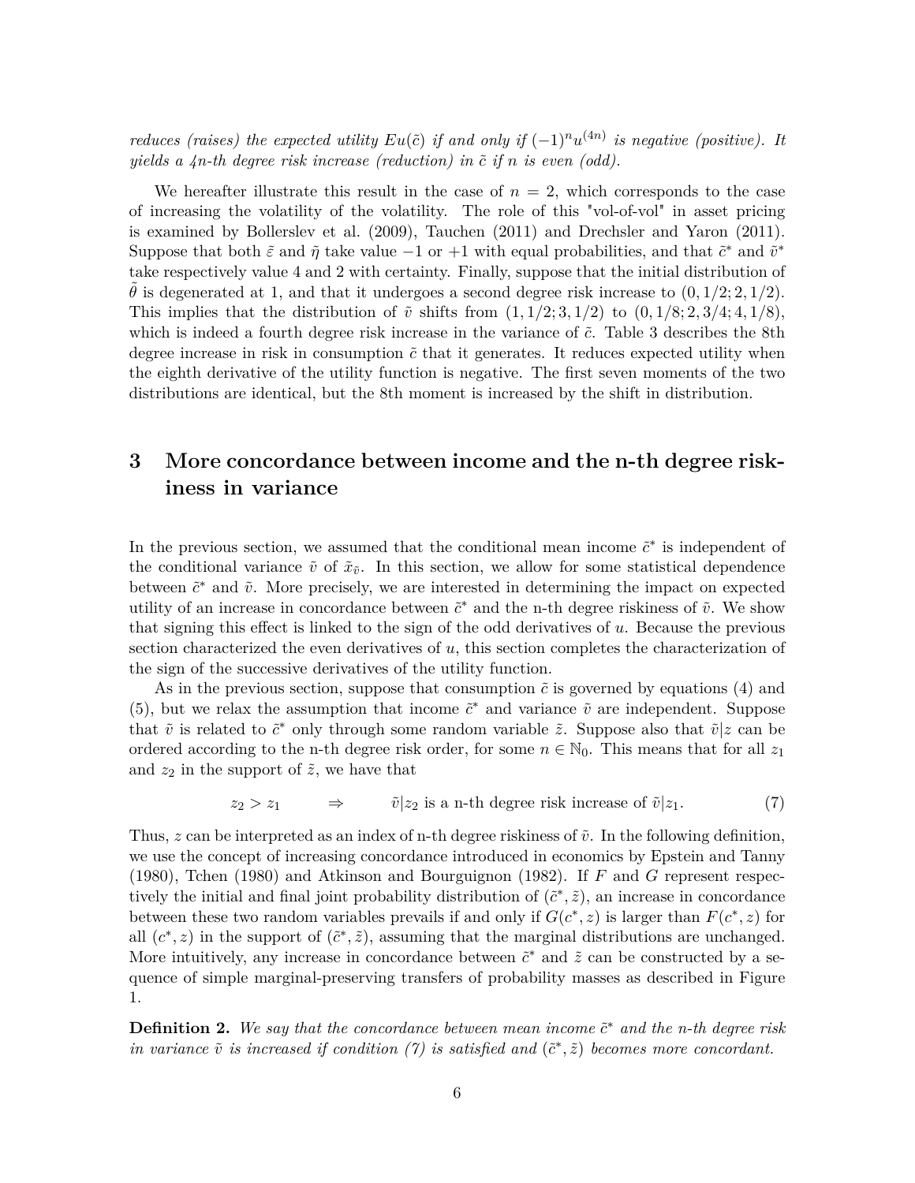*reduces (raises) the expected utility $Eu(\tilde{c})$ if and only if $(-1)^n u^{(4n)}$ is negative (positive). It yields a 4n-th degree risk increase (reduction) in $\tilde{c}$ if $n$ is even (odd).*

We hereafter illustrate this result in the case of $n = 2$, which corresponds to the case of increasing the volatility of the volatility. The role of this "vol-of-vol" in asset pricing is examined by Bollerslev et al. (2009), Tauchen (2011) and Drechsler and Yaron (2011). Suppose that both $\tilde{\varepsilon}$ and $\tilde{\eta}$ take value $-1$ or $+1$ with equal probabilities, and that $\tilde{c}^*$ and $\tilde{v}^*$ take respectively value 4 and 2 with certainty. Finally, suppose that the initial distribution of $\tilde{\theta}$ is degenerated at 1, and that it undergoes a second degree risk increase to $(0, 1/2; 2, 1/2)$. This implies that the distribution of $\tilde{v}$ shifts from $(1, 1/2; 3, 1/2)$ to $(0, 1/8; 2, 3/4; 4, 1/8)$, which is indeed a fourth degree risk increase in the variance of $\tilde{c}$. Table 3 describes the 8th degree increase in risk in consumption $\tilde{c}$ that it generates. It reduces expected utility when the eighth derivative of the utility function is negative. The first seven moments of the two distributions are identical, but the 8th moment is increased by the shift in distribution.

## 3 More concordance between income and the n-th degree riskiness in variance

In the previous section, we assumed that the conditional mean income $\tilde{c}^*$ is independent of the conditional variance $\tilde{v}$ of $\tilde{x}_{\tilde{v}}$. In this section, we allow for some statistical dependence between $\tilde{c}^*$ and $\tilde{v}$. More precisely, we are interested in determining the impact on expected utility of an increase in concordance between $\tilde{c}^*$ and the n-th degree riskiness of $\tilde{v}$. We show that signing this effect is linked to the sign of the odd derivatives of $u$. Because the previous section characterized the even derivatives of $u$, this section completes the characterization of the sign of the successive derivatives of the utility function.

As in the previous section, suppose that consumption $\tilde{c}$ is governed by equations (4) and (5), but we relax the assumption that income $\tilde{c}^*$ and variance $\tilde{v}$ are independent. Suppose that $\tilde{v}$ is related to $\tilde{c}^*$ only through some random variable $\tilde{z}$. Suppose also that $\tilde{v}|z$ can be ordered according to the n-th degree risk order, for some $n \in \mathbb{N}_0$. This means that for all $z_1$ and $z_2$ in the support of $\tilde{z}$, we have that

$$z_2 > z_1 \qquad \Rightarrow \qquad \tilde{v}|z_2 \text{ is a n-th degree risk increase of } \tilde{v}|z_1. \tag{7}$$

Thus, $z$ can be interpreted as an index of n-th degree riskiness of $\tilde{v}$. In the following definition, we use the concept of increasing concordance introduced in economics by Epstein and Tanny (1980), Tchen (1980) and Atkinson and Bourguignon (1982). If $F$ and $G$ represent respectively the initial and final joint probability distribution of $(\tilde{c}^*, \tilde{z})$, an increase in concordance between these two random variables prevails if and only if $G(c^*, z)$ is larger than $F(c^*, z)$ for all $(c^*, z)$ in the support of $(\tilde{c}^*, \tilde{z})$, assuming that the marginal distributions are unchanged. More intuitively, any increase in concordance between $\tilde{c}^*$ and $\tilde{z}$ can be constructed by a sequence of simple marginal-preserving transfers of probability masses as described in Figure 1.

**Definition 2.** *We say that the concordance between mean income $\tilde{c}^*$ and the n-th degree risk in variance $\tilde{v}$ is increased if condition (7) is satisfied and $(\tilde{c}^*, \tilde{z})$ becomes more concordant.*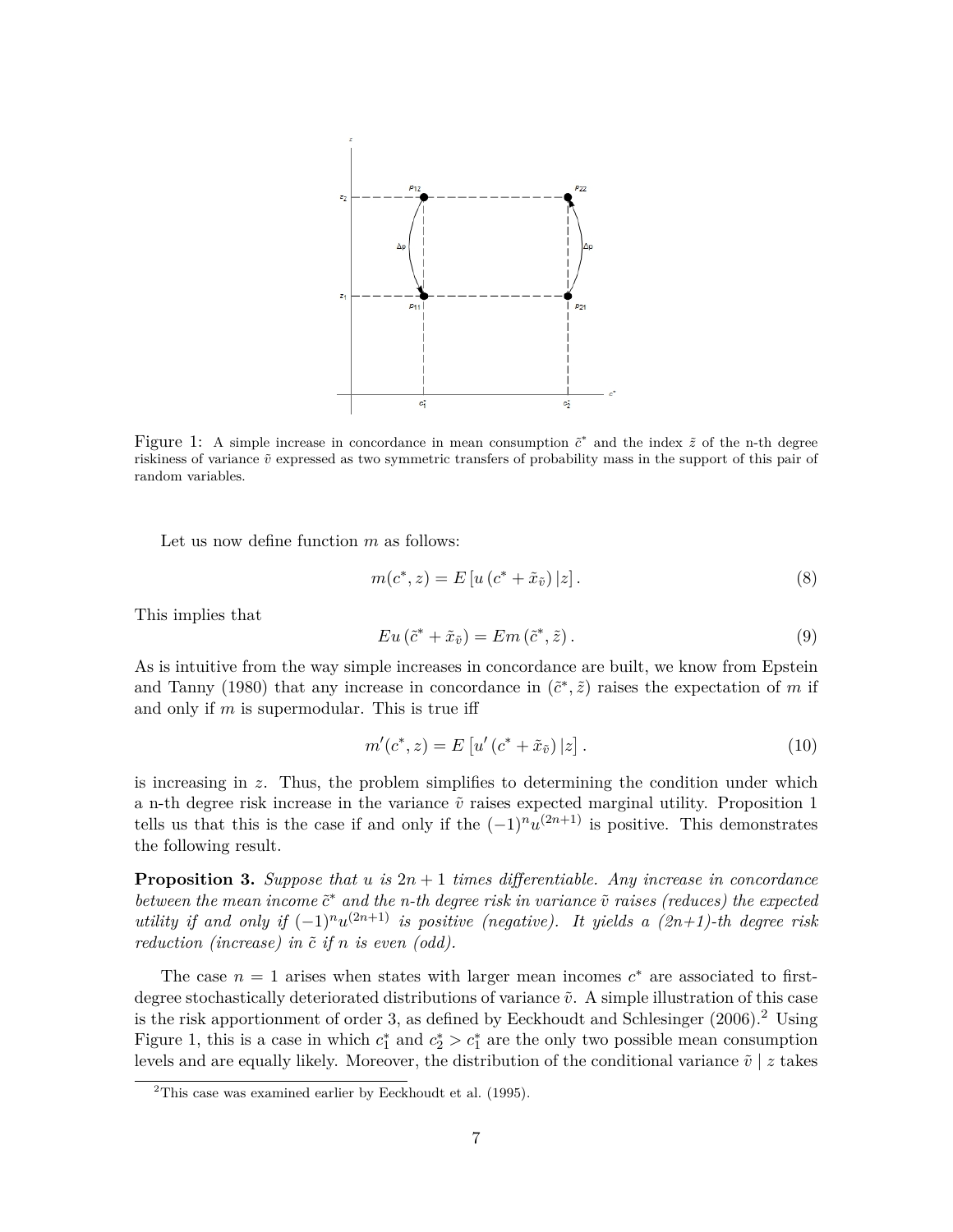Figure 1: A simple increase in concordance in mean consumption $\tilde{c}^*$ and the index $\tilde{z}$ of the n-th degree riskiness of variance $\tilde{v}$ expressed as two symmetric transfers of probability mass in the support of this pair of random variables.

Let us now define function $m$ as follows:

$$m(c^*, z) = E\left[u\left(c^* + \tilde{x}_{\tilde{v}}\right)|z\right]. \tag{8}$$

This implies that

$$Eu\left(\tilde{c}^* + \tilde{x}_{\tilde{v}}\right) = Em\left(\tilde{c}^*, \tilde{z}\right). \tag{9}$$

As is intuitive from the way simple increases in concordance are built, we know from Epstein and Tanny (1980) that any increase in concordance in $(\tilde{c}^*, \tilde{z})$ raises the expectation of $m$ if and only if $m$ is supermodular. This is true iff

$$m'(c^*, z) = E\left[u'\left(c^* + \tilde{x}_{\tilde{v}}\right)|z\right]. \tag{10}$$

is increasing in $z$. Thus, the problem simplifies to determining the condition under which a n-th degree risk increase in the variance $\tilde{v}$ raises expected marginal utility. Proposition 1 tells us that this is the case if and only if the $(-1)^n u^{(2n+1)}$ is positive. This demonstrates the following result.

**Proposition 3.** *Suppose that $u$ is $2n+1$ times differentiable. Any increase in concordance between the mean income $\tilde{c}^*$ and the n-th degree risk in variance $\tilde{v}$ raises (reduces) the expected utility if and only if $(-1)^n u^{(2n+1)}$ is positive (negative). It yields a (2n+1)-th degree risk reduction (increase) in $\tilde{c}$ if $n$ is even (odd).*

The case $n = 1$ arises when states with larger mean incomes $c^*$ are associated to first-degree stochastically deteriorated distributions of variance $\tilde{v}$. A simple illustration of this case is the risk apportionment of order 3, as defined by Eeckhoudt and Schlesinger (2006).[2] Using Figure 1, this is a case in which $c_1^*$ and $c_2^* > c_1^*$ are the only two possible mean consumption levels and are equally likely. Moreover, the distribution of the conditional variance $\tilde{v} \mid z$ takes

[2] This case was examined earlier by Eeckhoudt et al. (1995).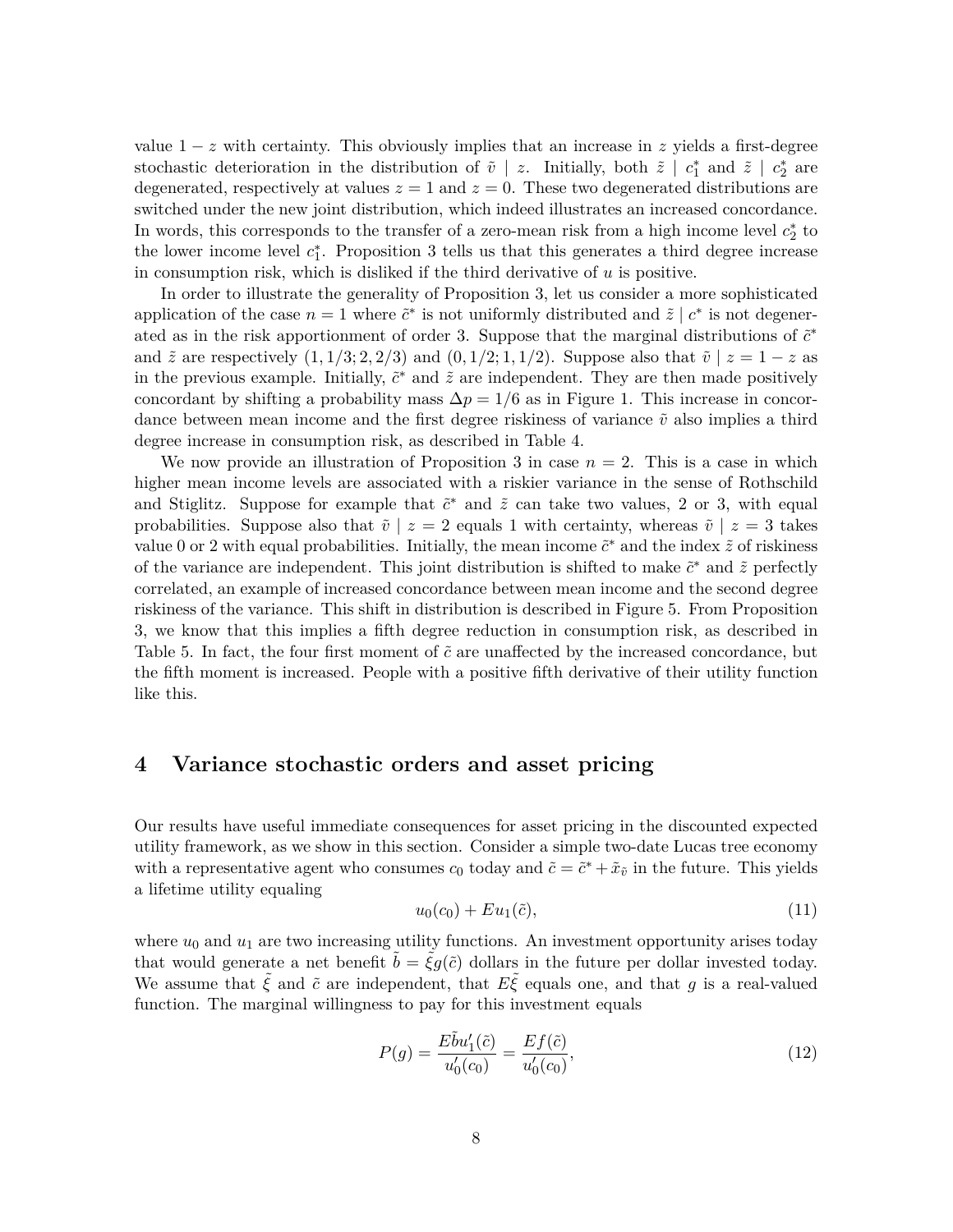value $1 - z$ with certainty. This obviously implies that an increase in $z$ yields a first-degree stochastic deterioration in the distribution of $\tilde{v} \mid z$. Initially, both $\tilde{z} \mid c_1^*$ and $\tilde{z} \mid c_2^*$ are degenerated, respectively at values $z = 1$ and $z = 0$. These two degenerated distributions are switched under the new joint distribution, which indeed illustrates an increased concordance. In words, this corresponds to the transfer of a zero-mean risk from a high income level $c_2^*$ to the lower income level $c_1^*$. Proposition 3 tells us that this generates a third degree increase in consumption risk, which is disliked if the third derivative of $u$ is positive.

In order to illustrate the generality of Proposition 3, let us consider a more sophisticated application of the case $n = 1$ where $\tilde{c}^*$ is not uniformly distributed and $\tilde{z} \mid c^*$ is not degenerated as in the risk apportionment of order 3. Suppose that the marginal distributions of $\tilde{c}^*$ and $\tilde{z}$ are respectively $(1, 1/3; 2, 2/3)$ and $(0, 1/2; 1, 1/2)$. Suppose also that $\tilde{v} \mid z = 1 - z$ as in the previous example. Initially, $\tilde{c}^*$ and $\tilde{z}$ are independent. They are then made positively concordant by shifting a probability mass $\Delta p = 1/6$ as in Figure 1. This increase in concordance between mean income and the first degree riskiness of variance $\tilde{v}$ also implies a third degree increase in consumption risk, as described in Table 4.

We now provide an illustration of Proposition 3 in case $n = 2$. This is a case in which higher mean income levels are associated with a riskier variance in the sense of Rothschild and Stiglitz. Suppose for example that $\tilde{c}^*$ and $\tilde{z}$ can take two values, 2 or 3, with equal probabilities. Suppose also that $\tilde{v} \mid z = 2$ equals 1 with certainty, whereas $\tilde{v} \mid z = 3$ takes value 0 or 2 with equal probabilities. Initially, the mean income $\tilde{c}^*$ and the index $\tilde{z}$ of riskiness of the variance are independent. This joint distribution is shifted to make $\tilde{c}^*$ and $\tilde{z}$ perfectly correlated, an example of increased concordance between mean income and the second degree riskiness of the variance. This shift in distribution is described in Figure 5. From Proposition 3, we know that this implies a fifth degree reduction in consumption risk, as described in Table 5. In fact, the four first moment of $\tilde{c}$ are unaffected by the increased concordance, but the fifth moment is increased. People with a positive fifth derivative of their utility function like this.

# 4 Variance stochastic orders and asset pricing

Our results have useful immediate consequences for asset pricing in the discounted expected utility framework, as we show in this section. Consider a simple two-date Lucas tree economy with a representative agent who consumes $c_0$ today and $\tilde{c} = \tilde{c}^* + \tilde{x}_{\tilde{v}}$ in the future. This yields a lifetime utility equaling

$$u_0(c_0) + Eu_1(\tilde{c}), \tag{11}$$

where $u_0$ and $u_1$ are two increasing utility functions. An investment opportunity arises today that would generate a net benefit $\tilde{b} = \tilde{\xi} g(\tilde{c})$ dollars in the future per dollar invested today. We assume that $\tilde{\xi}$ and $\tilde{c}$ are independent, that $E\tilde{\xi}$ equals one, and that $g$ is a real-valued function. The marginal willingness to pay for this investment equals

$$P(g) = \frac{E\tilde{b}u_1'(\tilde{c})}{u_0'(c_0)} = \frac{Ef(\tilde{c})}{u_0'(c_0)}, \tag{12}$$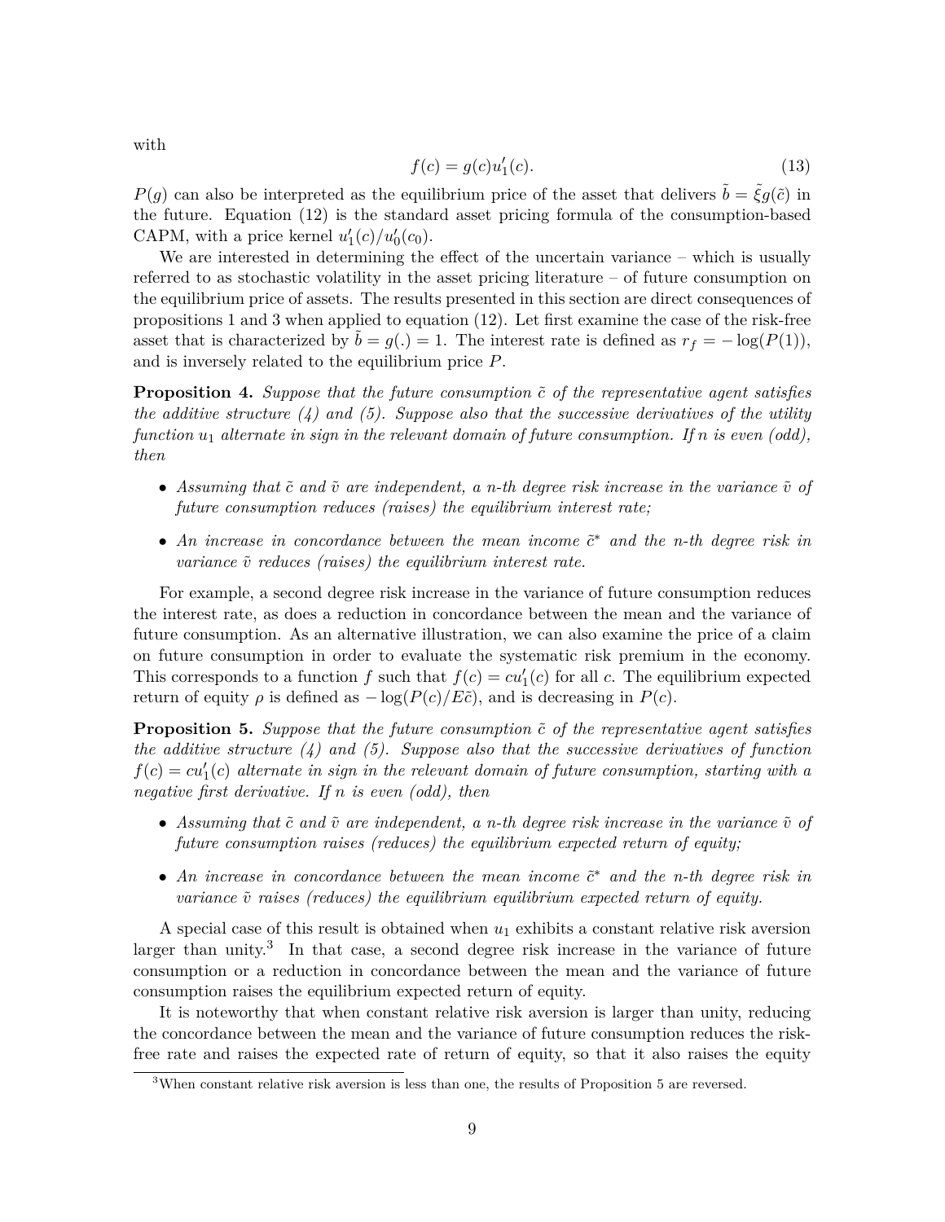with

$$f(c) = g(c)u_1'(c). \tag{13}$$

$P(g)$ can also be interpreted as the equilibrium price of the asset that delivers $\tilde{b} = \tilde{\xi}g(\tilde{c})$ in the future. Equation (12) is the standard asset pricing formula of the consumption-based CAPM, with a price kernel $u_1'(c)/u_0'(c_0)$.

We are interested in determining the effect of the uncertain variance – which is usually referred to as stochastic volatility in the asset pricing literature – of future consumption on the equilibrium price of assets. The results presented in this section are direct consequences of propositions 1 and 3 when applied to equation (12). Let first examine the case of the risk-free asset that is characterized by $\tilde{b} = g(.) = 1$. The interest rate is defined as $r_f = -\log(P(1))$, and is inversely related to the equilibrium price $P$.

**Proposition 4.** *Suppose that the future consumption $\tilde{c}$ of the representative agent satisfies the additive structure (4) and (5). Suppose also that the successive derivatives of the utility function $u_1$ alternate in sign in the relevant domain of future consumption. If $n$ is even (odd), then*

- *Assuming that $\tilde{c}$ and $\tilde{v}$ are independent, a n-th degree risk increase in the variance $\tilde{v}$ of future consumption reduces (raises) the equilibrium interest rate;*
- *An increase in concordance between the mean income $\tilde{c}^*$ and the n-th degree risk in variance $\tilde{v}$ reduces (raises) the equilibrium interest rate.*

For example, a second degree risk increase in the variance of future consumption reduces the interest rate, as does a reduction in concordance between the mean and the variance of future consumption. As an alternative illustration, we can also examine the price of a claim on future consumption in order to evaluate the systematic risk premium in the economy. This corresponds to a function $f$ such that $f(c) = cu_1'(c)$ for all $c$. The equilibrium expected return of equity $\rho$ is defined as $-\log(P(c)/E\tilde{c})$, and is decreasing in $P(c)$.

**Proposition 5.** *Suppose that the future consumption $\tilde{c}$ of the representative agent satisfies the additive structure (4) and (5). Suppose also that the successive derivatives of function $f(c) = cu_1'(c)$ alternate in sign in the relevant domain of future consumption, starting with a negative first derivative. If $n$ is even (odd), then*

- *Assuming that $\tilde{c}$ and $\tilde{v}$ are independent, a n-th degree risk increase in the variance $\tilde{v}$ of future consumption raises (reduces) the equilibrium expected return of equity;*
- *An increase in concordance between the mean income $\tilde{c}^*$ and the n-th degree risk in variance $\tilde{v}$ raises (reduces) the equilibrium equilibrium expected return of equity.*

A special case of this result is obtained when $u_1$ exhibits a constant relative risk aversion larger than unity.[3] In that case, a second degree risk increase in the variance of future consumption or a reduction in concordance between the mean and the variance of future consumption raises the equilibrium expected return of equity.

It is noteworthy that when constant relative risk aversion is larger than unity, reducing the concordance between the mean and the variance of future consumption reduces the risk-free rate and raises the expected rate of return of equity, so that it also raises the equity

[3] When constant relative risk aversion is less than one, the results of Proposition 5 are reversed.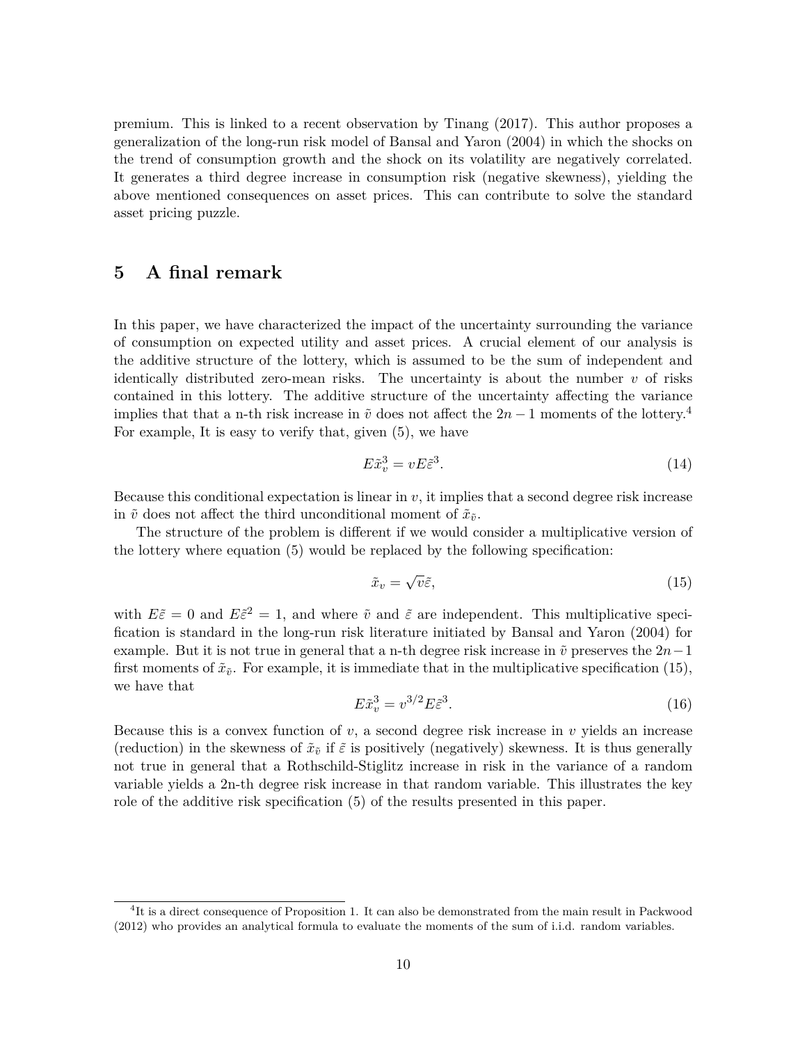premium. This is linked to a recent observation by Tinang (2017). This author proposes a generalization of the long-run risk model of Bansal and Yaron (2004) in which the shocks on the trend of consumption growth and the shock on its volatility are negatively correlated. It generates a third degree increase in consumption risk (negative skewness), yielding the above mentioned consequences on asset prices. This can contribute to solve the standard asset pricing puzzle.

## 5 A final remark

In this paper, we have characterized the impact of the uncertainty surrounding the variance of consumption on expected utility and asset prices. A crucial element of our analysis is the additive structure of the lottery, which is assumed to be the sum of independent and identically distributed zero-mean risks. The uncertainty is about the number $v$ of risks contained in this lottery. The additive structure of the uncertainty affecting the variance implies that that a n-th risk increase in $\tilde{v}$ does not affect the $2n-1$ moments of the lottery.[4] For example, It is easy to verify that, given (5), we have

$$E\tilde{x}_v^3 = vE\tilde{\varepsilon}^3. \tag{14}$$

Because this conditional expectation is linear in $v$, it implies that a second degree risk increase in $\tilde{v}$ does not affect the third unconditional moment of $\tilde{x}_{\tilde{v}}$.

The structure of the problem is different if we would consider a multiplicative version of the lottery where equation (5) would be replaced by the following specification:

$$\tilde{x}_v = \sqrt{v}\tilde{\varepsilon}, \tag{15}$$

with $E\tilde{\varepsilon} = 0$ and $E\tilde{\varepsilon}^2 = 1$, and where $\tilde{v}$ and $\tilde{\varepsilon}$ are independent. This multiplicative specification is standard in the long-run risk literature initiated by Bansal and Yaron (2004) for example. But it is not true in general that a n-th degree risk increase in $\tilde{v}$ preserves the $2n-1$ first moments of $\tilde{x}_{\tilde{v}}$. For example, it is immediate that in the multiplicative specification (15), we have that

$$E\tilde{x}_v^3 = v^{3/2}E\tilde{\varepsilon}^3. \tag{16}$$

Because this is a convex function of $v$, a second degree risk increase in $v$ yields an increase (reduction) in the skewness of $\tilde{x}_{\tilde{v}}$ if $\tilde{\varepsilon}$ is positively (negatively) skewness. It is thus generally not true in general that a Rothschild-Stiglitz increase in risk in the variance of a random variable yields a 2n-th degree risk increase in that random variable. This illustrates the key role of the additive risk specification (5) of the results presented in this paper.

[4] It is a direct consequence of Proposition 1. It can also be demonstrated from the main result in Packwood (2012) who provides an analytical formula to evaluate the moments of the sum of i.i.d. random variables.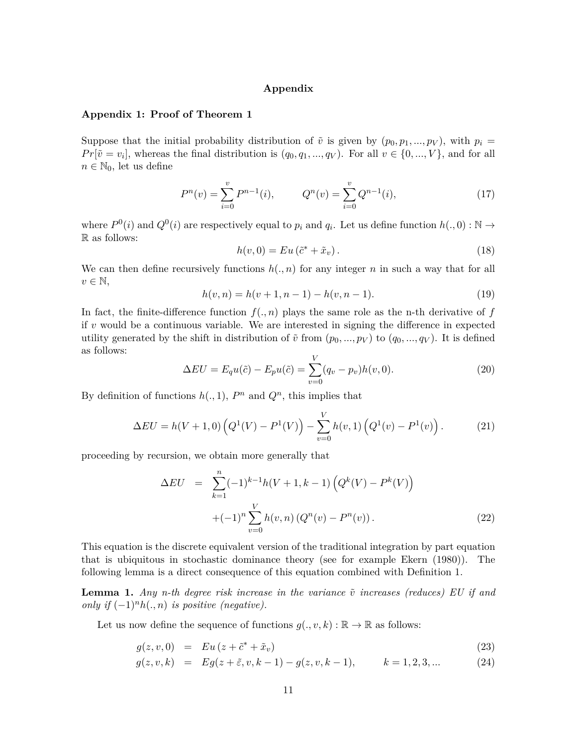## Appendix

### Appendix 1: Proof of Theorem 1

Suppose that the initial probability distribution of $\tilde{v}$ is given by $(p_0, p_1, ..., p_V)$, with $p_i = Pr[\tilde{v} = v_i]$, whereas the final distribution is $(q_0, q_1, ..., q_V)$. For all $v \in \{0, ..., V\}$, and for all $n \in \mathbb{N}_0$, let us define

$$P^n(v) = \sum_{i=0}^{v} P^{n-1}(i), \qquad Q^n(v) = \sum_{i=0}^{v} Q^{n-1}(i), \tag{17}$$

where $P^0(i)$ and $Q^0(i)$ are respectively equal to $p_i$ and $q_i$. Let us define function $h(.,0) : \mathbb{N} \to \mathbb{R}$ as follows:

$$h(v, 0) = Eu\left(\tilde{c}^* + \tilde{x}_v\right). \tag{18}$$

We can then define recursively functions $h(., n)$ for any integer $n$ in such a way that for all $v \in \mathbb{N}$,

$$h(v, n) = h(v + 1, n - 1) - h(v, n - 1). \tag{19}$$

In fact, the finite-difference function $f(., n)$ plays the same role as the n-th derivative of $f$ if $v$ would be a continuous variable. We are interested in signing the difference in expected utility generated by the shift in distribution of $\tilde{v}$ from $(p_0, ..., p_V)$ to $(q_0, ..., q_V)$. It is defined as follows:

$$\Delta EU = E_q u(\tilde{c}) - E_p u(\tilde{c}) = \sum_{v=0}^{V} (q_v - p_v) h(v, 0). \tag{20}$$

By definition of functions $h(.,1)$, $P^n$ and $Q^n$, this implies that

$$\Delta EU = h(V+1, 0)\left(Q^1(V) - P^1(V)\right) - \sum_{v=0}^{V} h(v, 1)\left(Q^1(v) - P^1(v)\right). \tag{21}$$

proceeding by recursion, we obtain more generally that

$$\begin{aligned}
\Delta EU \quad &= \quad \sum_{k=1}^{n} (-1)^{k-1} h(V+1, k-1)\left(Q^k(V) - P^k(V)\right) \\
&\quad + (-1)^n \sum_{v=0}^{V} h(v, n)\left(Q^n(v) - P^n(v)\right).
\end{aligned} \tag{22}$$

This equation is the discrete equivalent version of the traditional integration by part equation that is ubiquitous in stochastic dominance theory (see for example Ekern (1980)). The following lemma is a direct consequence of this equation combined with Definition 1.

**Lemma 1.** *Any n-th degree risk increase in the variance $\tilde{v}$ increases (reduces) EU if and only if $(-1)^n h(., n)$ is positive (negative).*

Let us now define the sequence of functions $g(., v, k) : \mathbb{R} \to \mathbb{R}$ as follows:

$$g(z, v, 0) = Eu\left(z + \tilde{c}^* + \tilde{x}_v\right) \tag{23}$$

$$g(z, v, k) = Eg(z + \tilde{\varepsilon}, v, k-1) - g(z, v, k-1), \qquad k = 1, 2, 3, ... \tag{24}$$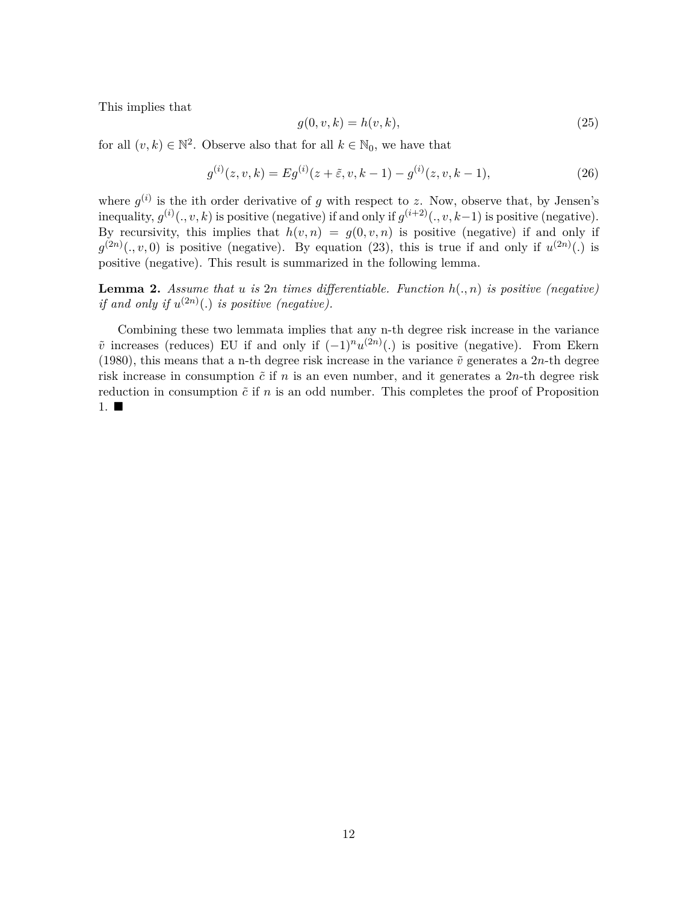This implies that

$$g(0, v, k) = h(v, k), \tag{25}$$

for all $(v, k) \in \mathbb{N}^2$. Observe also that for all $k \in \mathbb{N}_0$, we have that

$$g^{(i)}(z, v, k) = Eg^{(i)}(z + \tilde{\varepsilon}, v, k-1) - g^{(i)}(z, v, k-1), \tag{26}$$

where $g^{(i)}$ is the ith order derivative of $g$ with respect to $z$. Now, observe that, by Jensen's inequality, $g^{(i)}(., v, k)$ is positive (negative) if and only if $g^{(i+2)}(., v, k-1)$ is positive (negative). By recursivity, this implies that $h(v, n) = g(0, v, n)$ is positive (negative) if and only if $g^{(2n)}(., v, 0)$ is positive (negative). By equation (23), this is true if and only if $u^{(2n)}(.)$ is positive (negative). This result is summarized in the following lemma.

**Lemma 2.** *Assume that $u$ is $2n$ times differentiable. Function $h(., n)$ is positive (negative) if and only if $u^{(2n)}(.)$ is positive (negative).*

Combining these two lemmata implies that any n-th degree risk increase in the variance $\tilde{v}$ increases (reduces) EU if and only if $(-1)^n u^{(2n)}(.)$ is positive (negative). From Ekern (1980), this means that a n-th degree risk increase in the variance $\tilde{v}$ generates a $2n$-th degree risk increase in consumption $\tilde{c}$ if $n$ is an even number, and it generates a $2n$-th degree risk reduction in consumption $\tilde{c}$ if $n$ is an odd number. This completes the proof of Proposition 1. ■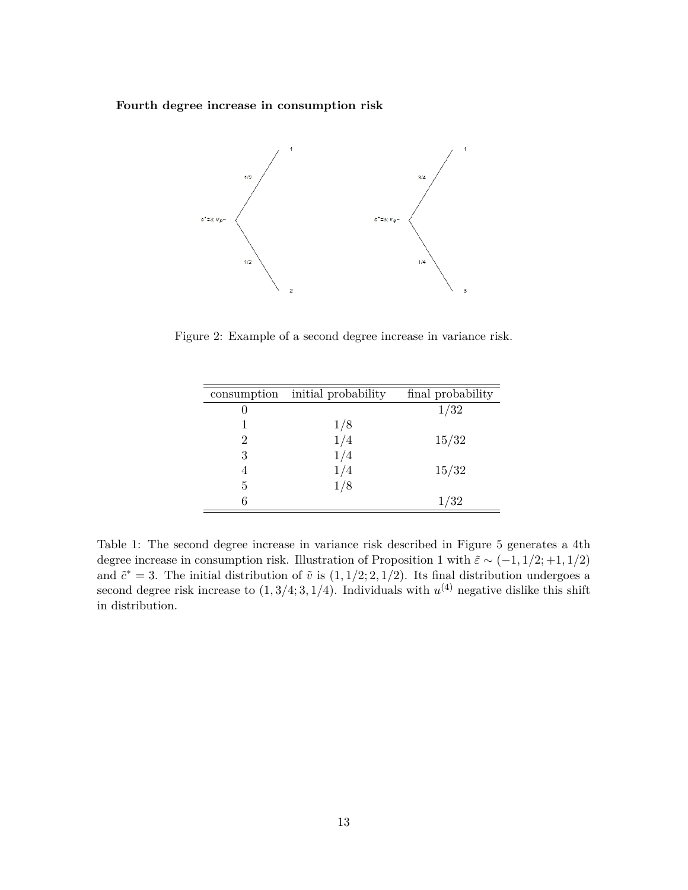**Fourth degree increase in consumption risk**

Figure 2: Example of a second degree increase in variance risk.

| consumption | initial probability | final probability |
|---|---|---|
| 0 | | 1/32 |
| 1 | 1/8 | |
| 2 | 1/4 | 15/32 |
| 3 | 1/4 | |
| 4 | 1/4 | 15/32 |
| 5 | 1/8 | |
| 6 | | 1/32 |

Table 1: The second degree increase in variance risk described in Figure 5 generates a 4th degree increase in consumption risk. Illustration of Proposition 1 with $\tilde{\varepsilon} \sim (-1, 1/2; +1, 1/2)$ and $\tilde{c}^* = 3$. The initial distribution of $\tilde{v}$ is $(1, 1/2; 2, 1/2)$. Its final distribution undergoes a second degree risk increase to $(1, 3/4; 3, 1/4)$. Individuals with $u^{(4)}$ negative dislike this shift in distribution.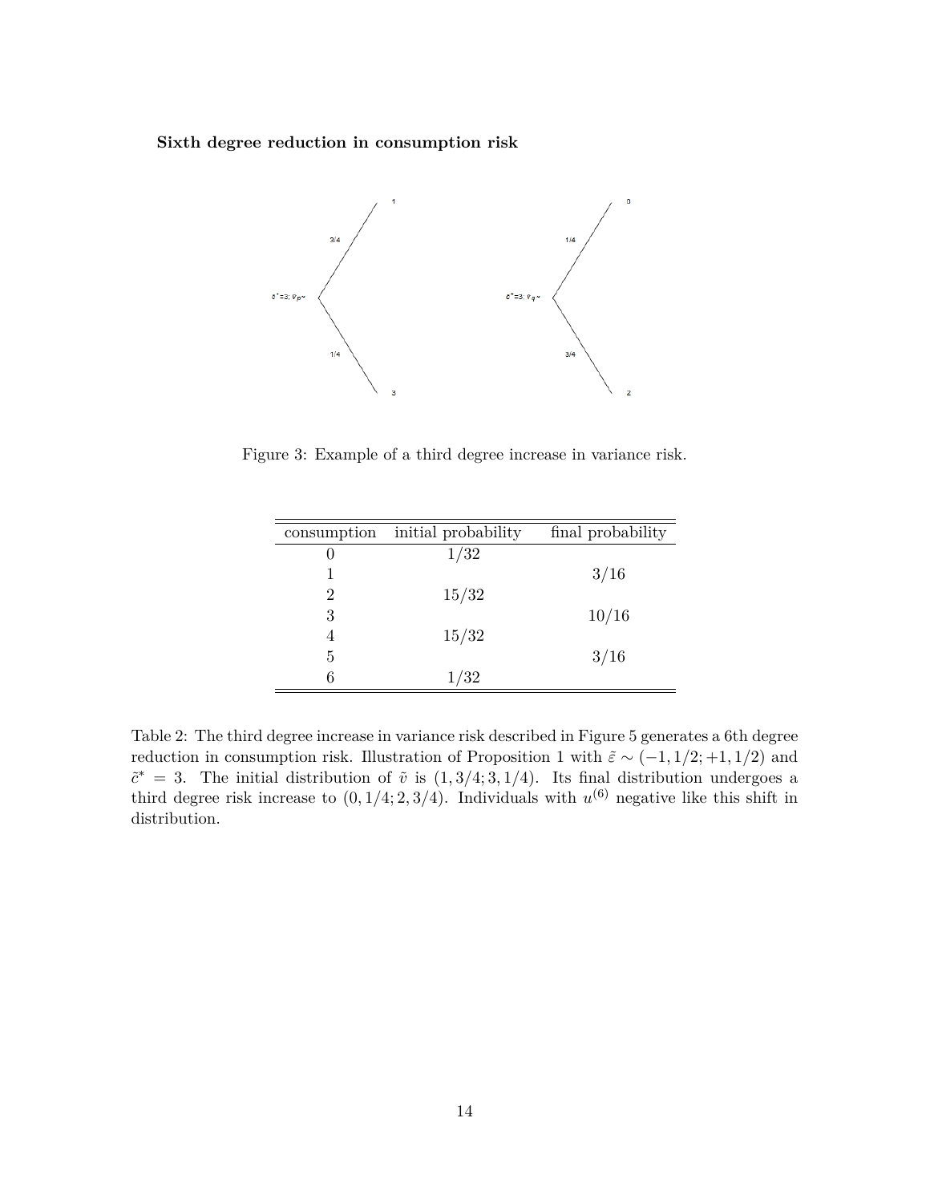**Sixth degree reduction in consumption risk**

Figure 3: Example of a third degree increase in variance risk.

| consumption | initial probability | final probability |
|---|---|---|
| 0 | $1/32$ | |
| 1 | | $3/16$ |
| 2 | $15/32$ | |
| 3 | | $10/16$ |
| 4 | $15/32$ | |
| 5 | | $3/16$ |
| 6 | $1/32$ | |

Table 2: The third degree increase in variance risk described in Figure 5 generates a 6th degree reduction in consumption risk. Illustration of Proposition 1 with $\tilde{\varepsilon} \sim (-1, 1/2; +1, 1/2)$ and $\tilde{c}^* = 3$. The initial distribution of $\tilde{v}$ is $(1, 3/4; 3, 1/4)$. Its final distribution undergoes a third degree risk increase to $(0, 1/4; 2, 3/4)$. Individuals with $u^{(6)}$ negative like this shift in distribution.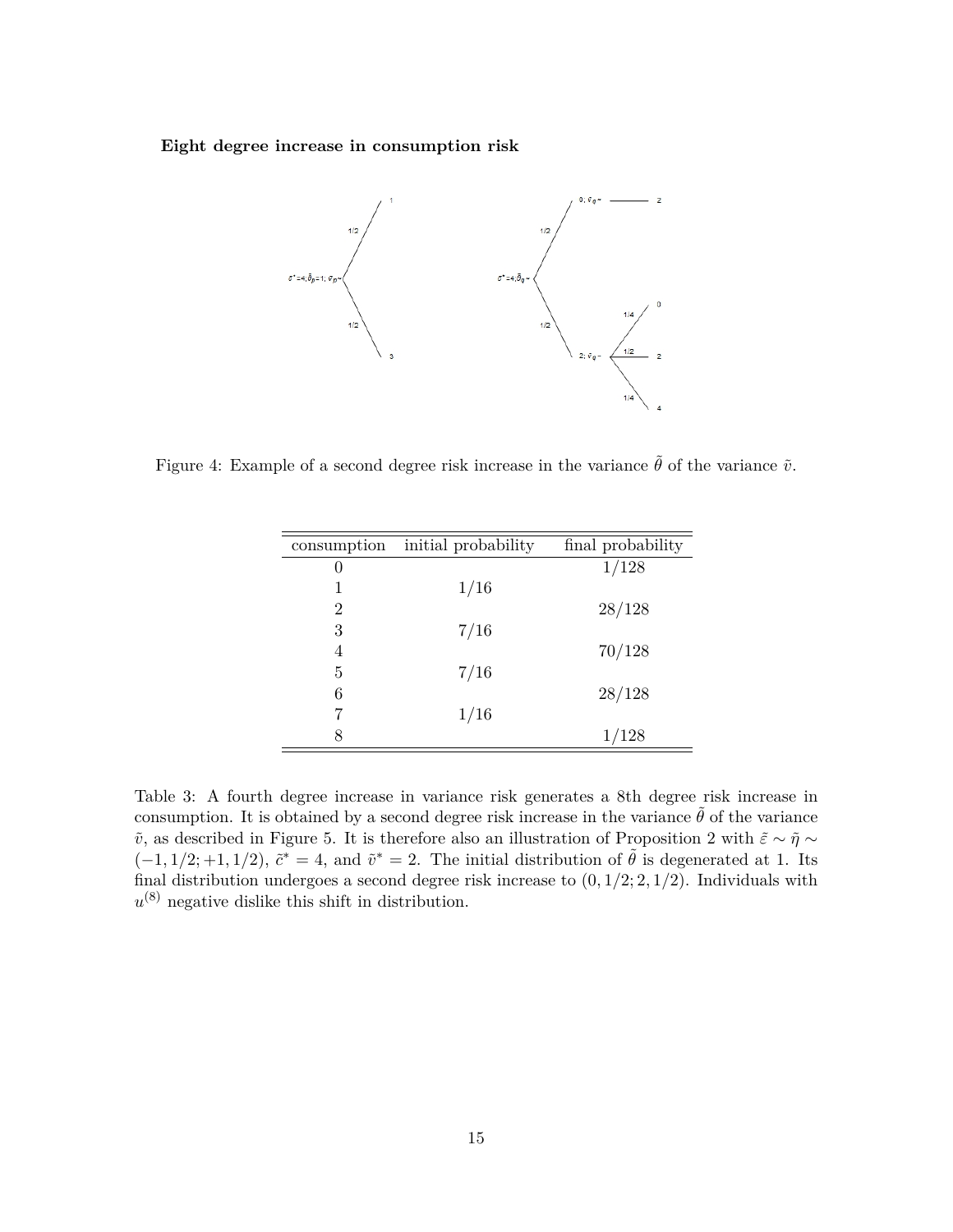**Eight degree increase in consumption risk**

Figure 4: Example of a second degree risk increase in the variance $\tilde{\theta}$ of the variance $\tilde{v}$.

| consumption | initial probability | final probability |
|---|---|---|
| 0 | | 1/128 |
| 1 | 1/16 | |
| 2 | | 28/128 |
| 3 | 7/16 | |
| 4 | | 70/128 |
| 5 | 7/16 | |
| 6 | | 28/128 |
| 7 | 1/16 | |
| 8 | | 1/128 |

Table 3: A fourth degree increase in variance risk generates a 8th degree risk increase in consumption. It is obtained by a second degree risk increase in the variance $\tilde{\theta}$ of the variance $\tilde{v}$, as described in Figure 5. It is therefore also an illustration of Proposition 2 with $\tilde{\varepsilon} \sim \tilde{\eta} \sim (-1, 1/2; +1, 1/2)$, $\tilde{c}^* = 4$, and $\tilde{v}^* = 2$. The initial distribution of $\tilde{\theta}$ is degenerated at 1. Its final distribution undergoes a second degree risk increase to $(0, 1/2; 2, 1/2)$. Individuals with $u^{(8)}$ negative dislike this shift in distribution.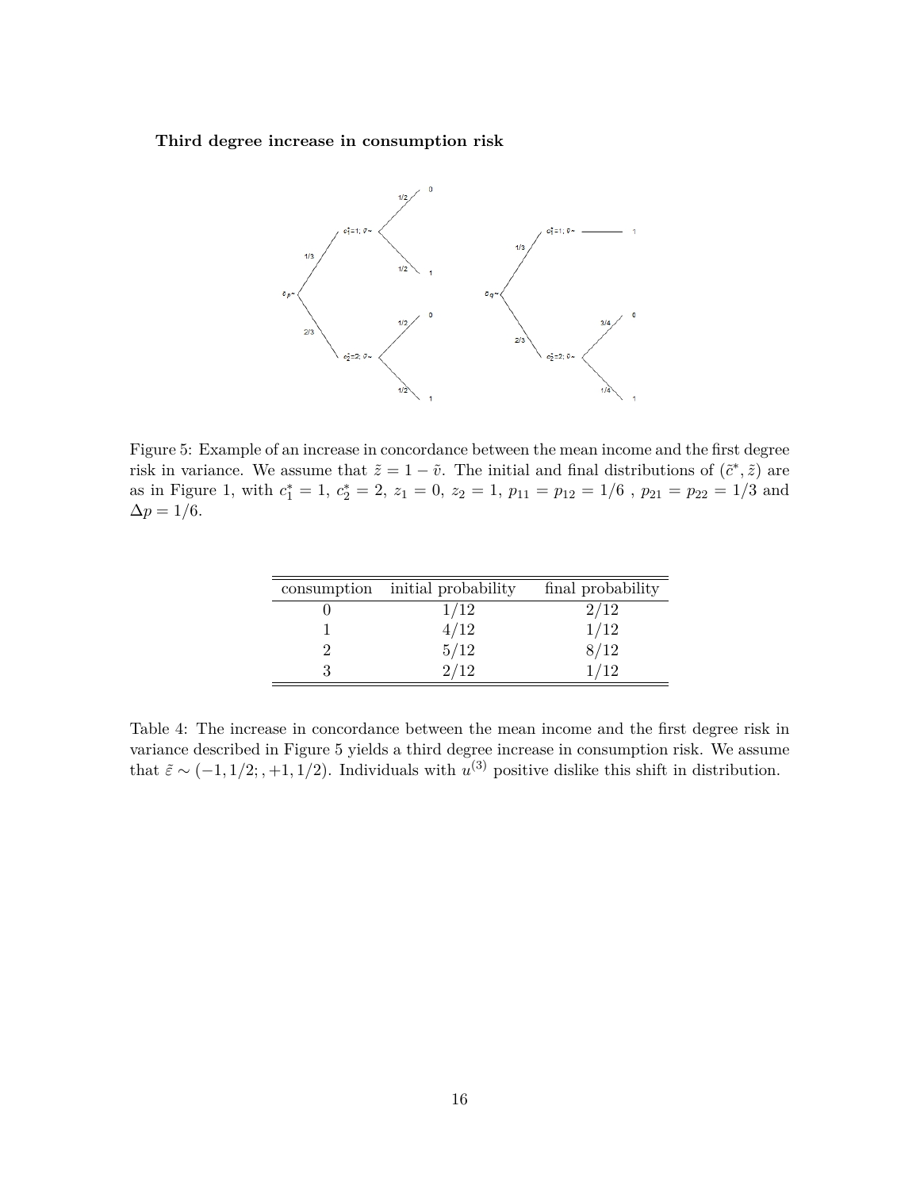**Third degree increase in consumption risk**

Figure 5: Example of an increase in concordance between the mean income and the first degree risk in variance. We assume that $\tilde{z} = 1 - \tilde{v}$. The initial and final distributions of $(\tilde{c}^*, \tilde{z})$ are as in Figure 1, with $c_1^* = 1$, $c_2^* = 2$, $z_1 = 0$, $z_2 = 1$, $p_{11} = p_{12} = 1/6$ , $p_{21} = p_{22} = 1/3$ and $\Delta p = 1/6$.

| consumption | initial probability | final probability |
|---|---|---|
| 0 | 1/12 | 2/12 |
| 1 | 4/12 | 1/12 |
| 2 | 5/12 | 8/12 |
| 3 | 2/12 | 1/12 |

Table 4: The increase in concordance between the mean income and the first degree risk in variance described in Figure 5 yields a third degree increase in consumption risk. We assume that $\tilde{\varepsilon} \sim (-1, 1/2; , +1, 1/2)$. Individuals with $u^{(3)}$ positive dislike this shift in distribution.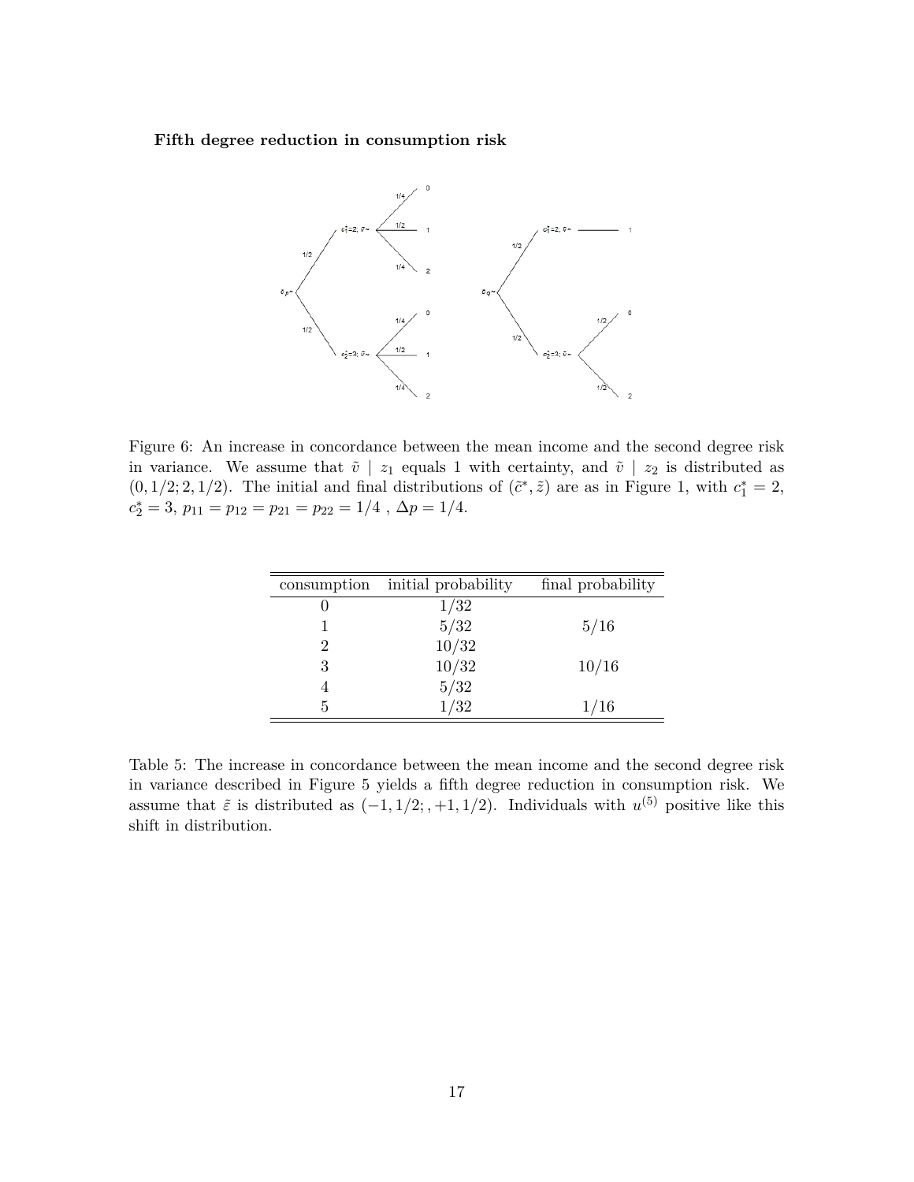**Fifth degree reduction in consumption risk**

Figure 6: An increase in concordance between the mean income and the second degree risk in variance. We assume that $\tilde{v} \mid z_1$ equals 1 with certainty, and $\tilde{v} \mid z_2$ is distributed as $(0, 1/2; 2, 1/2)$. The initial and final distributions of $(\tilde{c}^*, \tilde{z})$ are as in Figure 1, with $c_1^* = 2$, $c_2^* = 3$, $p_{11} = p_{12} = p_{21} = p_{22} = 1/4$ , $\Delta p = 1/4$.

| consumption | initial probability | final probability |
|---|---|---|
| 0 | 1/32 | |
| 1 | 5/32 | 5/16 |
| 2 | 10/32 | |
| 3 | 10/32 | 10/16 |
| 4 | 5/32 | |
| 5 | 1/32 | 1/16 |

Table 5: The increase in concordance between the mean income and the second degree risk in variance described in Figure 5 yields a fifth degree reduction in consumption risk. We assume that $\tilde{\varepsilon}$ is distributed as $(-1, 1/2;, +1, 1/2)$. Individuals with $u^{(5)}$ positive like this shift in distribution.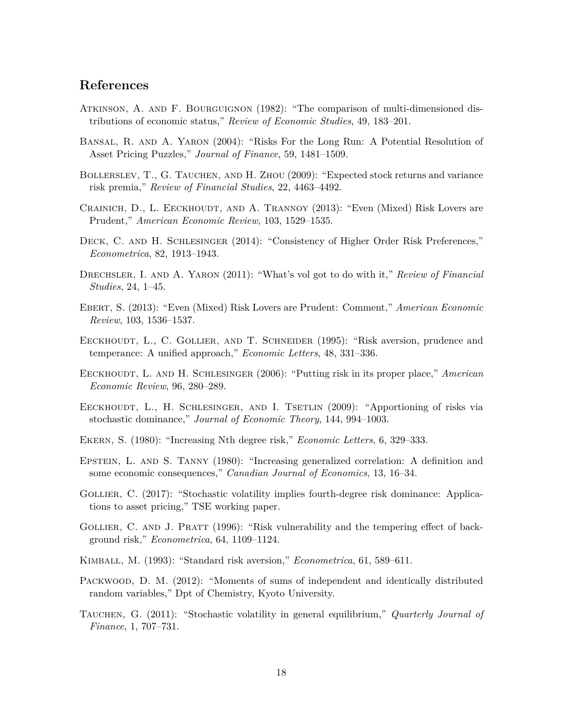## References

Atkinson, A. and F. Bourguignon (1982): "The comparison of multi-dimensioned distributions of economic status," *Review of Economic Studies*, 49, 183–201.

Bansal, R. and A. Yaron (2004): "Risks For the Long Run: A Potential Resolution of Asset Pricing Puzzles," *Journal of Finance*, 59, 1481–1509.

Bollerslev, T., G. Tauchen, and H. Zhou (2009): "Expected stock returns and variance risk premia," *Review of Financial Studies*, 22, 4463–4492.

Crainich, D., L. Eeckhoudt, and A. Trannoy (2013): "Even (Mixed) Risk Lovers are Prudent," *American Economic Review*, 103, 1529–1535.

Deck, C. and H. Schlesinger (2014): "Consistency of Higher Order Risk Preferences," *Econometrica*, 82, 1913–1943.

Drechsler, I. and A. Yaron (2011): "What's vol got to do with it," *Review of Financial Studies*, 24, 1–45.

Ebert, S. (2013): "Even (Mixed) Risk Lovers are Prudent: Comment," *American Economic Review*, 103, 1536–1537.

Eeckhoudt, L., C. Gollier, and T. Schneider (1995): "Risk aversion, prudence and temperance: A unified approach," *Economic Letters*, 48, 331–336.

Eeckhoudt, L. and H. Schlesinger (2006): "Putting risk in its proper place," *American Economic Review*, 96, 280–289.

Eeckhoudt, L., H. Schlesinger, and I. Tsetlin (2009): "Apportioning of risks via stochastic dominance," *Journal of Economic Theory*, 144, 994–1003.

Ekern, S. (1980): "Increasing Nth degree risk," *Economic Letters*, 6, 329–333.

Epstein, L. and S. Tanny (1980): "Increasing generalized correlation: A definition and some economic consequences," *Canadian Journal of Economics*, 13, 16–34.

Gollier, C. (2017): "Stochastic volatility implies fourth-degree risk dominance: Applications to asset pricing," TSE working paper.

Gollier, C. and J. Pratt (1996): "Risk vulnerability and the tempering effect of background risk," *Econometrica*, 64, 1109–1124.

Kimball, M. (1993): "Standard risk aversion," *Econometrica*, 61, 589–611.

Packwood, D. M. (2012): "Moments of sums of independent and identically distributed random variables," Dpt of Chemistry, Kyoto University.

Tauchen, G. (2011): "Stochastic volatility in general equilibrium," *Quarterly Journal of Finance*, 1, 707–731.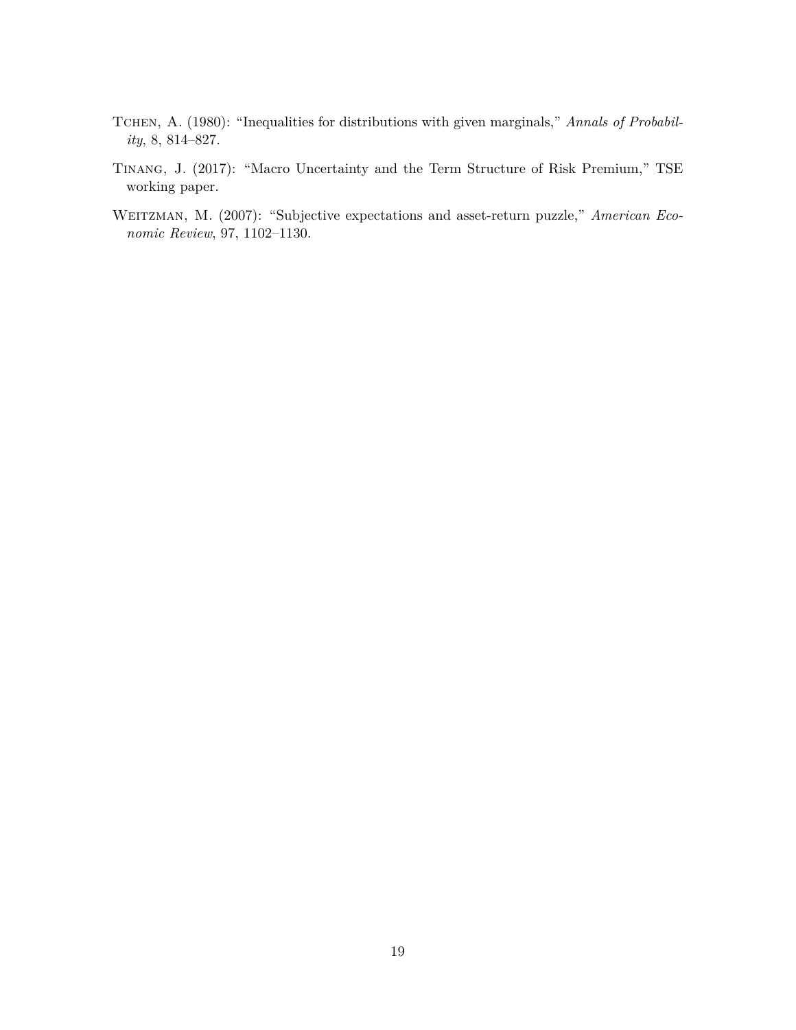Tchen, A. (1980): "Inequalities for distributions with given marginals," *Annals of Probability*, 8, 814–827.

Tinang, J. (2017): "Macro Uncertainty and the Term Structure of Risk Premium," TSE working paper.

Weitzman, M. (2007): "Subjective expectations and asset-return puzzle," *American Economic Review*, 97, 1102–1130.